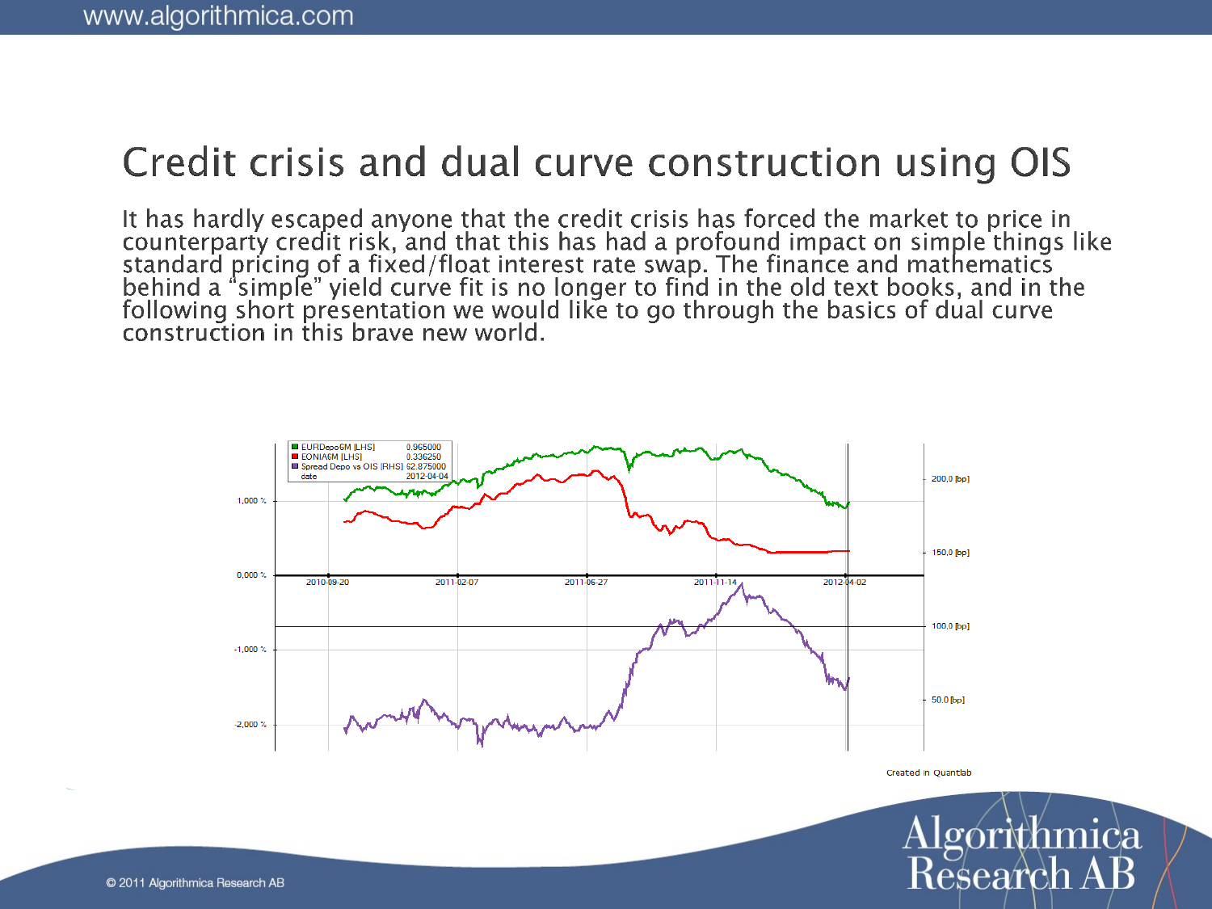# Credit crisis and dual curve construction using OIS

It has hardly escaped anyone that the credit crisis has forced the market to price in counterparty credit risk, and that this has had a profound impact on simple things like standard pricing of a fixed/float interest rate swap. The finance and mathematics behind a "simple" yield curve fit is no longer to find in the old text books, and in the following short presentation we would like to go through the basics of dual curve construction in this brave new world.

Created in Quantlab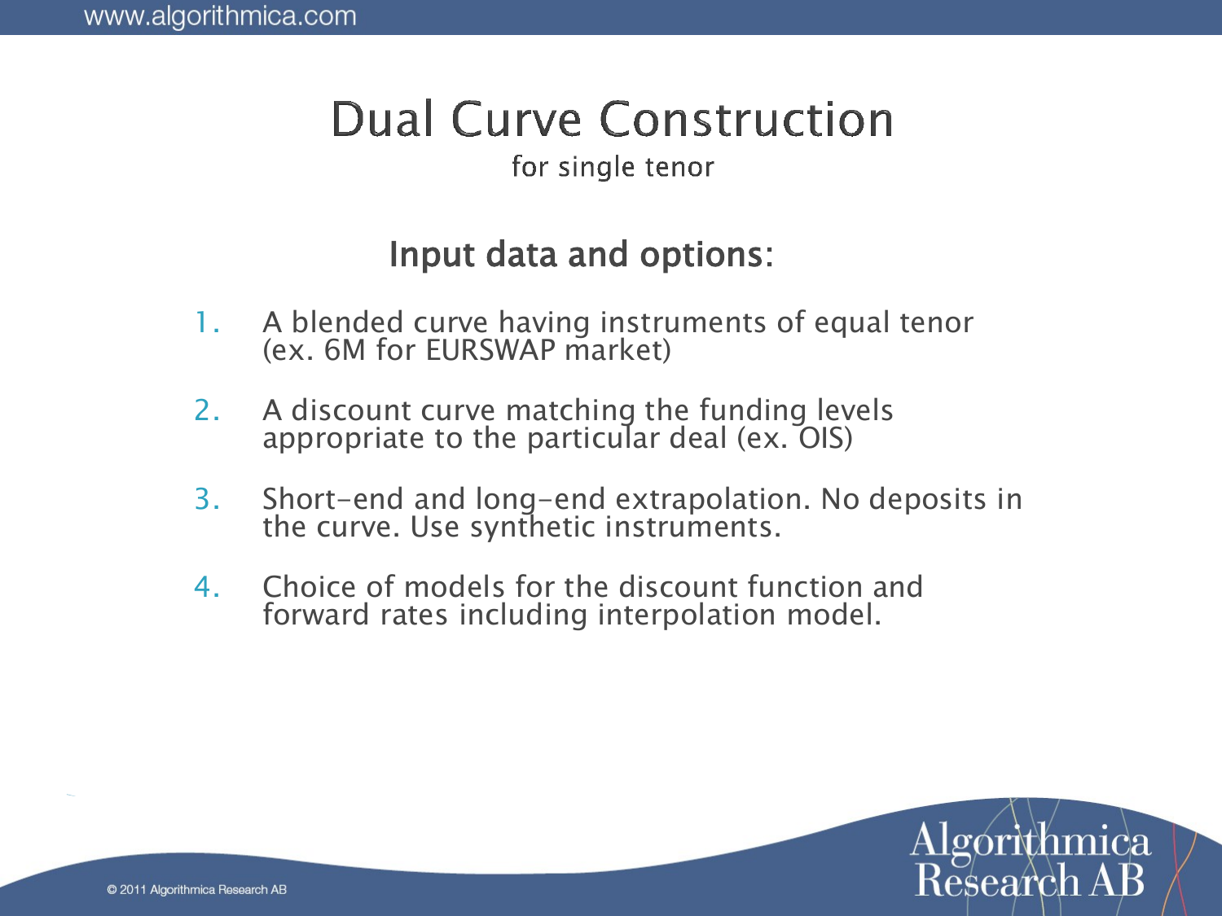# Dual Curve Construction

for single tenor

## Input data and options:

1. A blended curve having instruments of equal tenor (ex. 6M for EURSWAP market)

2. A discount curve matching the funding levels appropriate to the particular deal (ex. OIS)

3. Short-end and long-end extrapolation. No deposits in the curve. Use synthetic instruments.

4. Choice of models for the discount function and forward rates including interpolation model.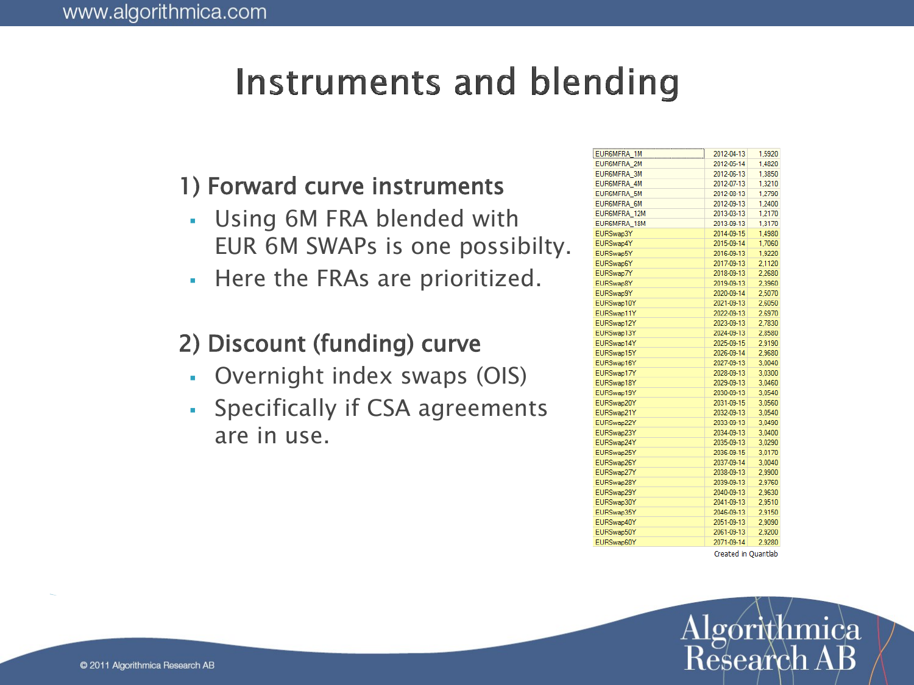# Instruments and blending

## 1) Forward curve instruments

- Using 6M FRA blended with EUR 6M SWAPs is one possibilty.
- Here the FRAs are prioritized.

## 2) Discount (funding) curve

- Overnight index swaps (OIS)
- Specifically if CSA agreements are in use.

| | | |
|---|---|---|
| EUR6MFRA_1M | 2012-04-13 | 1,5920 |
| EUR6MFRA_2M | 2012-05-14 | 1,4820 |
| EUR6MFRA_3M | 2012-06-13 | 1,3850 |
| EUR6MFRA_4M | 2012-07-13 | 1,3210 |
| EUR6MFRA_5M | 2012-08-13 | 1,2790 |
| EUR6MFRA_6M | 2012-09-13 | 1,2400 |
| EUR6MFRA_12M | 2013-03-13 | 1,2170 |
| EUR6MFRA_18M | 2013-09-13 | 1,3170 |
| EURSwap3Y | 2014-09-15 | 1,4980 |
| EURSwap4Y | 2015-09-14 | 1,7060 |
| EURSwap5Y | 2016-09-13 | 1,9220 |
| EURSwap6Y | 2017-09-13 | 2,1120 |
| EURSwap7Y | 2018-09-13 | 2,2680 |
| EURSwap8Y | 2019-09-13 | 2,3960 |
| EURSwap9Y | 2020-09-14 | 2,5070 |
| EURSwap10Y | 2021-09-13 | 2,6050 |
| EURSwap11Y | 2022-09-13 | 2,6970 |
| EURSwap12Y | 2023-09-13 | 2,7830 |
| EURSwap13Y | 2024-09-13 | 2,8580 |
| EURSwap14Y | 2025-09-15 | 2,9190 |
| EURSwap15Y | 2026-09-14 | 2,9680 |
| EURSwap16Y | 2027-09-13 | 3,0040 |
| EURSwap17Y | 2028-09-13 | 3,0300 |
| EURSwap18Y | 2029-09-13 | 3,0460 |
| EURSwap19Y | 2030-09-13 | 3,0540 |
| EURSwap20Y | 2031-09-15 | 3,0560 |
| EURSwap21Y | 2032-09-13 | 3,0540 |
| EURSwap22Y | 2033-09-13 | 3,0490 |
| EURSwap23Y | 2034-09-13 | 3,0400 |
| EURSwap24Y | 2035-09-13 | 3,0290 |
| EURSwap25Y | 2036-09-15 | 3,0170 |
| EURSwap26Y | 2037-09-14 | 3,0040 |
| EURSwap27Y | 2038-09-13 | 2,9900 |
| EURSwap28Y | 2039-09-13 | 2,9760 |
| EURSwap29Y | 2040-09-13 | 2,9630 |
| EURSwap30Y | 2041-09-13 | 2,9510 |
| EURSwap35Y | 2046-09-13 | 2,9150 |
| EURSwap40Y | 2051-09-13 | 2,9090 |
| EURSwap50Y | 2061-09-13 | 2,9200 |
| EURSwap60Y | 2071-09-14 | 2,9280 |

Created in Quantlab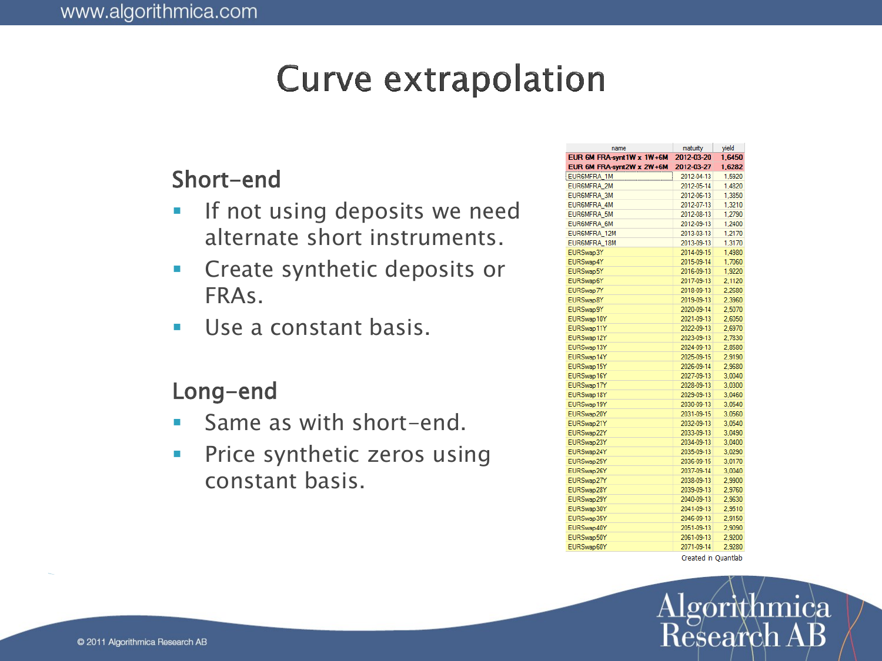# Curve extrapolation

## Short-end

- If not using deposits we need alternate short instruments.
- Create synthetic deposits or FRAs.
- Use a constant basis.

## Long-end

- Same as with short-end.
- Price synthetic zeros using constant basis.

| name | maturity | yield |
|---|---|---|
| EUR 6M FRA-synt1W x 1W+6M | 2012-03-20 | 1,6450 |
| EUR 6M FRA-synt2W x 2W+6M | 2012-03-27 | 1,6282 |
| EUR6MFRA_1M | 2012-04-13 | 1,5920 |
| EUR6MFRA_2M | 2012-05-14 | 1,4820 |
| EUR6MFRA_3M | 2012-06-13 | 1,3850 |
| EUR6MFRA_4M | 2012-07-13 | 1,3210 |
| EUR6MFRA_5M | 2012-08-13 | 1,2790 |
| EUR6MFRA_6M | 2012-09-13 | 1,2400 |
| EUR6MFRA_12M | 2013-03-13 | 1,2170 |
| EUR6MFRA_18M | 2013-09-13 | 1,3170 |
| EURSwap3Y | 2014-09-15 | 1,4980 |
| EURSwap4Y | 2015-09-14 | 1,7060 |
| EURSwap5Y | 2016-09-13 | 1,9220 |
| EURSwap6Y | 2017-09-13 | 2,1120 |
| EURSwap7Y | 2018-09-13 | 2,2680 |
| EURSwap8Y | 2019-09-13 | 2,3960 |
| EURSwap9Y | 2020-09-14 | 2,5070 |
| EURSwap10Y | 2021-09-13 | 2,6050 |
| EURSwap11Y | 2022-09-13 | 2,6970 |
| EURSwap12Y | 2023-09-13 | 2,7830 |
| EURSwap13Y | 2024-09-13 | 2,8580 |
| EURSwap14Y | 2025-09-15 | 2,9190 |
| EURSwap15Y | 2026-09-14 | 2,9680 |
| EURSwap16Y | 2027-09-13 | 3,0040 |
| EURSwap17Y | 2028-09-13 | 3,0300 |
| EURSwap18Y | 2029-09-13 | 3,0460 |
| EURSwap19Y | 2030-09-13 | 3,0540 |
| EURSwap20Y | 2031-09-15 | 3,0560 |
| EURSwap21Y | 2032-09-13 | 3,0540 |
| EURSwap22Y | 2033-09-13 | 3,0490 |
| EURSwap23Y | 2034-09-13 | 3,0400 |
| EURSwap24Y | 2035-09-13 | 3,0290 |
| EURSwap25Y | 2036-09-15 | 3,0170 |
| EURSwap26Y | 2037-09-14 | 3,0040 |
| EURSwap27Y | 2038-09-13 | 2,9900 |
| EURSwap28Y | 2039-09-13 | 2,9760 |
| EURSwap29Y | 2040-09-13 | 2,9630 |
| EURSwap30Y | 2041-09-13 | 2,9510 |
| EURSwap35Y | 2046-09-13 | 2,9150 |
| EURSwap40Y | 2051-09-13 | 2,9090 |
| EURSwap50Y | 2061-09-13 | 2,9200 |
| EURSwap60Y | 2071-09-14 | 2,9280 |

Created in Quantlab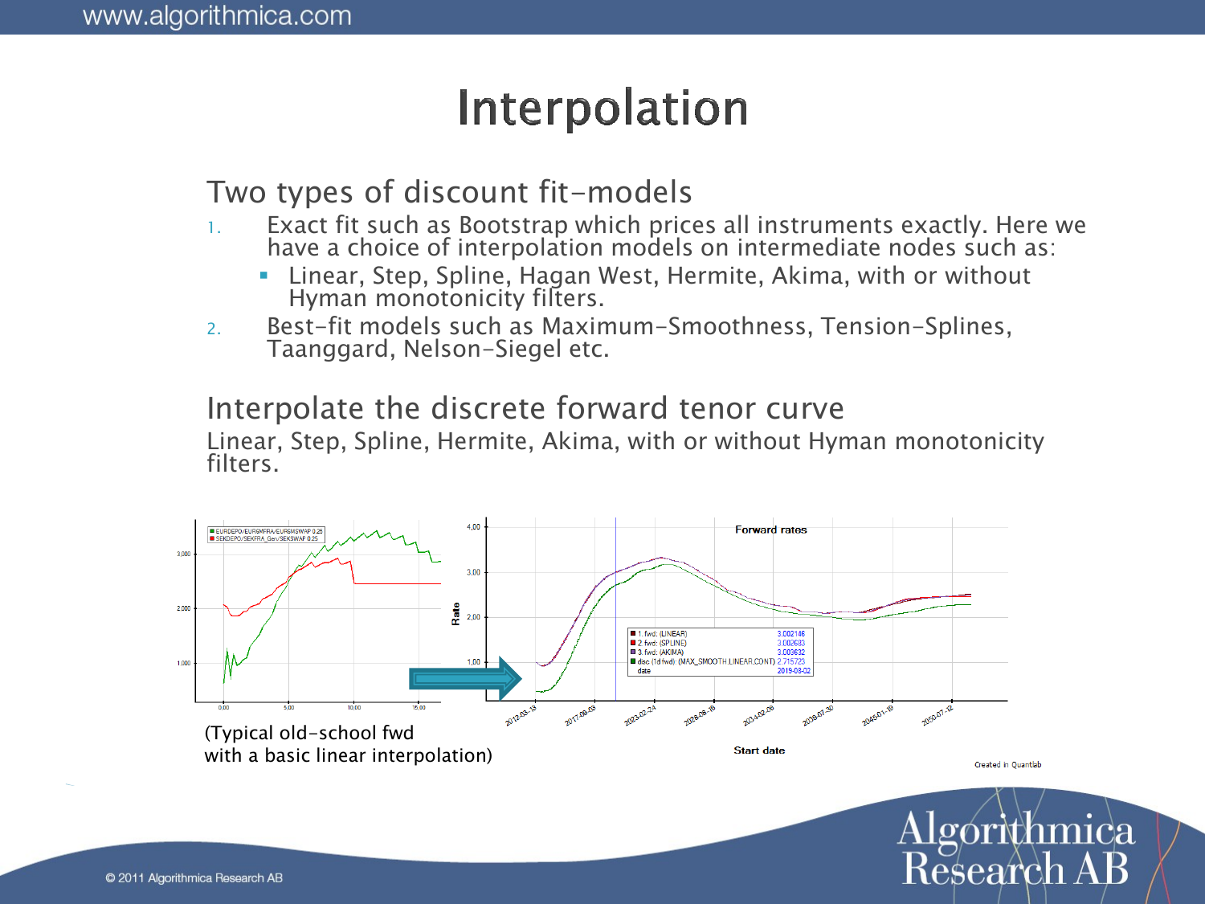# Interpolation

## Two types of discount fit-models

1. Exact fit such as Bootstrap which prices all instruments exactly. Here we have a choice of interpolation models on intermediate nodes such as:
   - Linear, Step, Spline, Hagan West, Hermite, Akima, with or without Hyman monotonicity filters.
2. Best-fit models such as Maximum-Smoothness, Tension-Splines, Taanggard, Nelson-Siegel etc.

## Interpolate the discrete forward tenor curve

Linear, Step, Spline, Hermite, Akima, with or without Hyman monotonicity filters.

(Typical old-school fwd with a basic linear interpolation)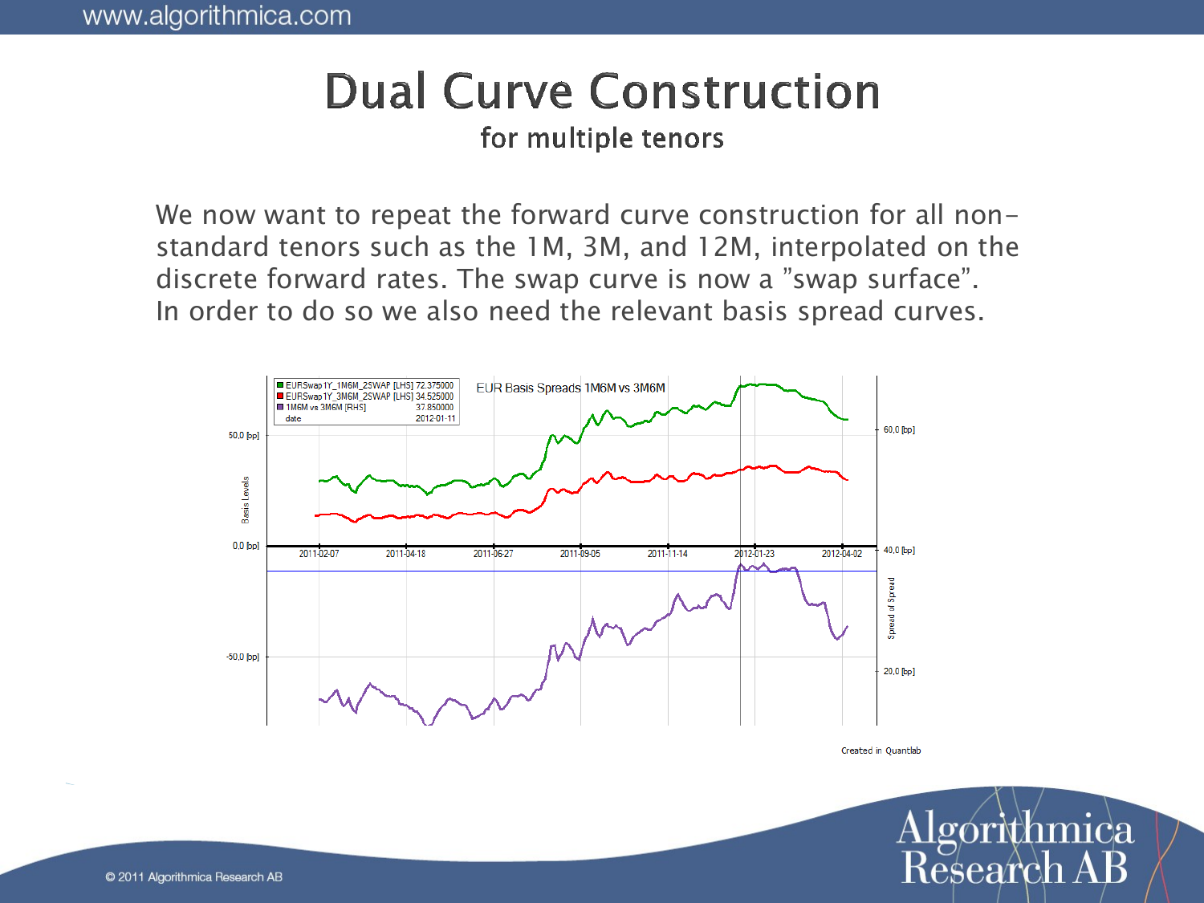# Dual Curve Construction

## for multiple tenors

We now want to repeat the forward curve construction for all non-standard tenors such as the 1M, 3M, and 12M, interpolated on the discrete forward rates. The swap curve is now a ”swap surface”. In order to do so we also need the relevant basis spread curves.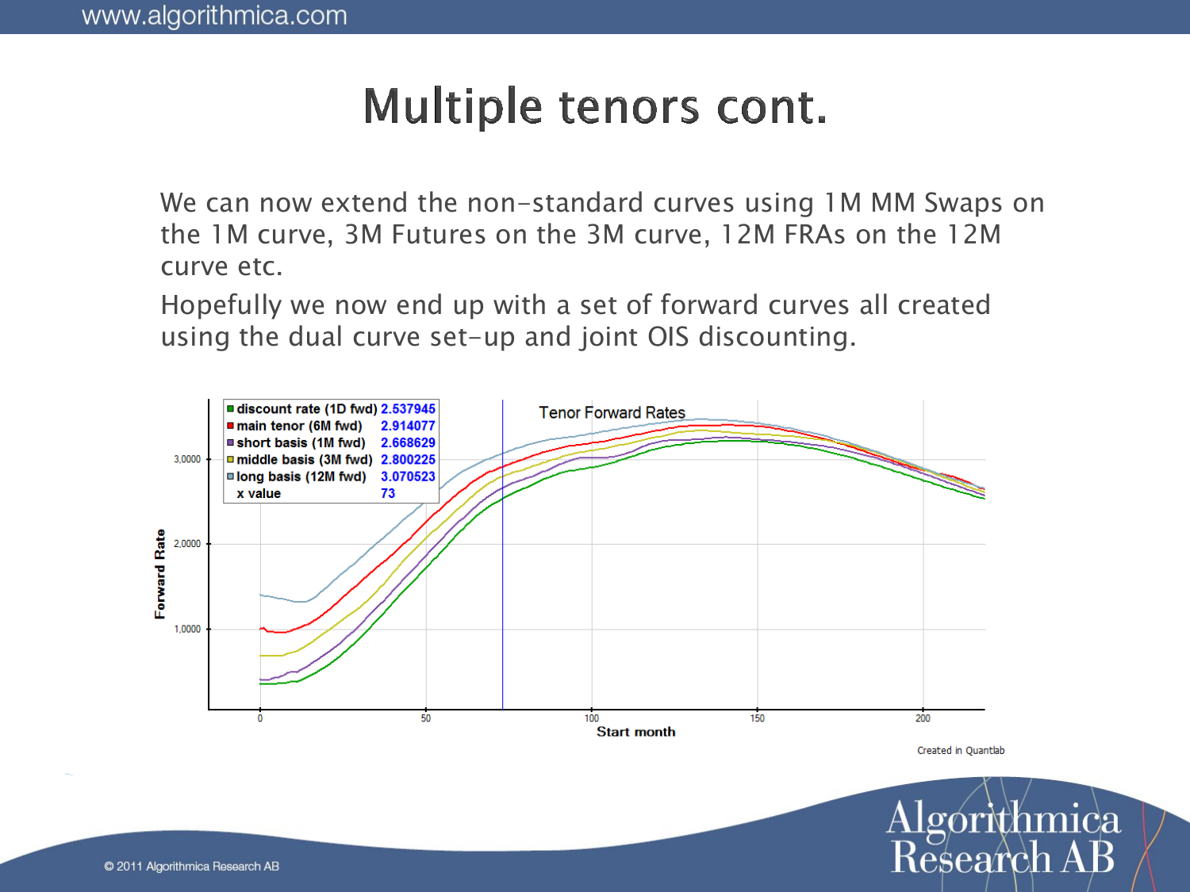# Multiple tenors cont.

We can now extend the non-standard curves using 1M MM Swaps on the 1M curve, 3M Futures on the 3M curve, 12M FRAs on the 12M curve etc.

Hopefully we now end up with a set of forward curves all created using the dual curve set-up and joint OIS discounting.

Tenor Forward Rates

discount rate (1D fwd) 2.537945
main tenor (6M fwd) 2.914077
short basis (1M fwd) 2.668629
middle basis (3M fwd) 2.800225
long basis (12M fwd) 3.070523
x value 73

Forward Rate

3,0000
2,0000
1,0000

0
50
100
150
200

Start month

Created in Quantlab

Algorithmica Research AB

© 2011 Algorithmica Research AB